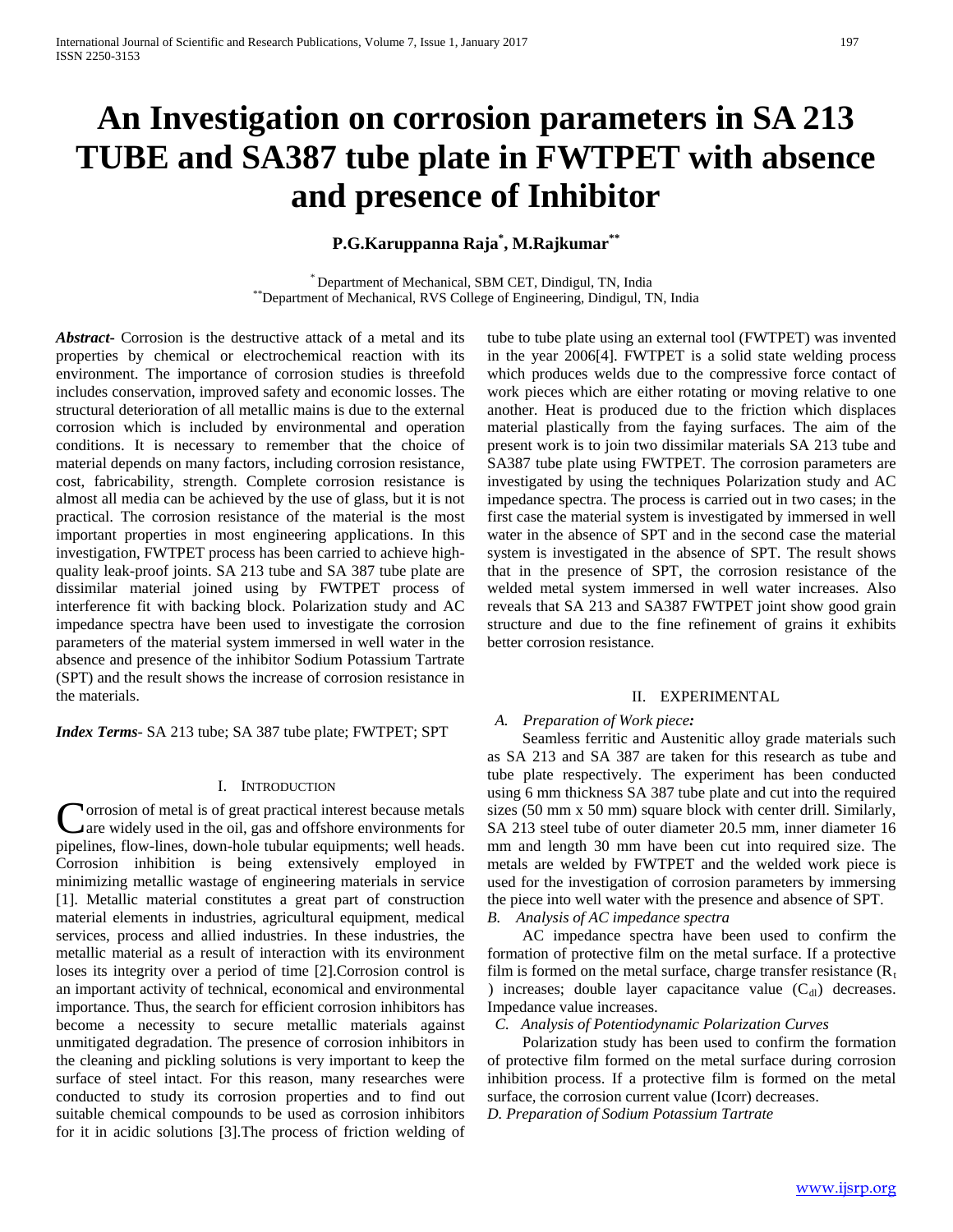# An Investigation on corrosion parameters in SA 213 TUBE and SA387 tube plate in FWTPET with absence and presence of Inhibitor

**P.G.Karuppanna Raja[*], M.Rajkumar[**]**

[*] Department of Mechanical, SBM CET, Dindigul, TN, India
[**] Department of Mechanical, RVS College of Engineering, Dindigul, TN, India

***Abstract***- Corrosion is the destructive attack of a metal and its properties by chemical or electrochemical reaction with its environment. The importance of corrosion studies is threefold includes conservation, improved safety and economic losses. The structural deterioration of all metallic mains is due to the external corrosion which is included by environmental and operation conditions. It is necessary to remember that the choice of material depends on many factors, including corrosion resistance, cost, fabricability, strength. Complete corrosion resistance is almost all media can be achieved by the use of glass, but it is not practical. The corrosion resistance of the material is the most important properties in most engineering applications. In this investigation, FWTPET process has been carried to achieve high-quality leak-proof joints. SA 213 tube and SA 387 tube plate are dissimilar material joined using by FWTPET process of interference fit with backing block. Polarization study and AC impedance spectra have been used to investigate the corrosion parameters of the material system immersed in well water in the absence and presence of the inhibitor Sodium Potassium Tartrate (SPT) and the result shows the increase of corrosion resistance in the materials.

***Index Terms***- SA 213 tube; SA 387 tube plate; FWTPET; SPT

## I. Introduction

Corrosion of metal is of great practical interest because metals are widely used in the oil, gas and offshore environments for pipelines, flow-lines, down-hole tubular equipments; well heads. Corrosion inhibition is being extensively employed in minimizing metallic wastage of engineering materials in service [1]. Metallic material constitutes a great part of construction material elements in industries, agricultural equipment, medical services, process and allied industries. In these industries, the metallic material as a result of interaction with its environment loses its integrity over a period of time [2].Corrosion control is an important activity of technical, economical and environmental importance. Thus, the search for efficient corrosion inhibitors has become a necessity to secure metallic materials against unmitigated degradation. The presence of corrosion inhibitors in the cleaning and pickling solutions is very important to keep the surface of steel intact. For this reason, many researches were conducted to study its corrosion properties and to find out suitable chemical compounds to be used as corrosion inhibitors for it in acidic solutions [3].The process of friction welding of tube to tube plate using an external tool (FWTPET) was invented in the year 2006[4]. FWTPET is a solid state welding process which produces welds due to the compressive force contact of work pieces which are either rotating or moving relative to one another. Heat is produced due to the friction which displaces material plastically from the faying surfaces. The aim of the present work is to join two dissimilar materials SA 213 tube and SA387 tube plate using FWTPET. The corrosion parameters are investigated by using the techniques Polarization study and AC impedance spectra. The process is carried out in two cases; in the first case the material system is investigated by immersed in well water in the absence of SPT and in the second case the material system is investigated in the absence of SPT. The result shows that in the presence of SPT, the corrosion resistance of the welded metal system immersed in well water increases. Also reveals that SA 213 and SA387 FWTPET joint show good grain structure and due to the fine refinement of grains it exhibits better corrosion resistance.

## II. Experimental

### *A. Preparation of Work piece:*

Seamless ferritic and Austenitic alloy grade materials such as SA 213 and SA 387 are taken for this research as tube and tube plate respectively. The experiment has been conducted using 6 mm thickness SA 387 tube plate and cut into the required sizes (50 mm x 50 mm) square block with center drill. Similarly, SA 213 steel tube of outer diameter 20.5 mm, inner diameter 16 mm and length 30 mm have been cut into required size. The metals are welded by FWTPET and the welded work piece is used for the investigation of corrosion parameters by immersing the piece into well water with the presence and absence of SPT.

### *B. Analysis of AC impedance spectra*

AC impedance spectra have been used to confirm the formation of protective film on the metal surface. If a protective film is formed on the metal surface, charge transfer resistance ($R_t$ ) increases; double layer capacitance value ($C_{dl}$) decreases. Impedance value increases.

### *C. Analysis of Potentiodynamic Polarization Curves*

Polarization study has been used to confirm the formation of protective film formed on the metal surface during corrosion inhibition process. If a protective film is formed on the metal surface, the corrosion current value (Icorr) decreases.

### *D. Preparation of Sodium Potassium Tartrate*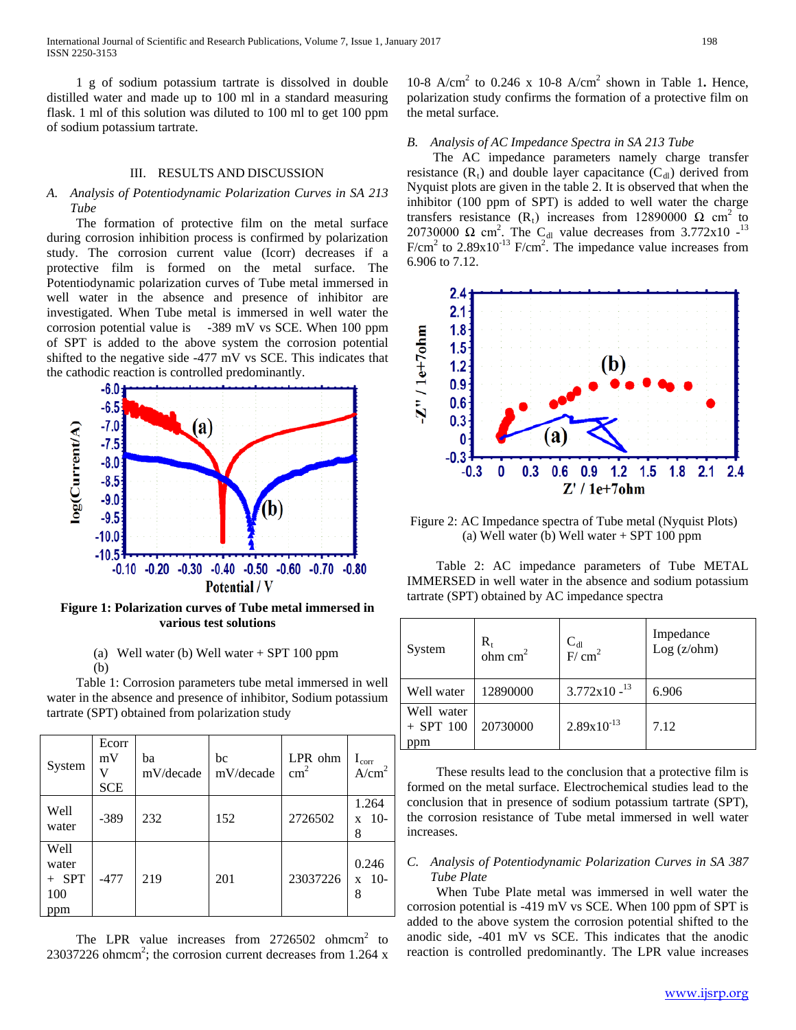1 g of sodium potassium tartrate is dissolved in double distilled water and made up to 100 ml in a standard measuring flask. 1 ml of this solution was diluted to 100 ml to get 100 ppm of sodium potassium tartrate.

## III. RESULTS AND DISCUSSION

### *A. Analysis of Potentiodynamic Polarization Curves in SA 213 Tube*

The formation of protective film on the metal surface during corrosion inhibition process is confirmed by polarization study. The corrosion current value (Icorr) decreases if a protective film is formed on the metal surface. The Potentiodynamic polarization curves of Tube metal immersed in well water in the absence and presence of inhibitor are investigated. When Tube metal is immersed in well water the corrosion potential value is -389 mV vs SCE. When 100 ppm of SPT is added to the above system the corrosion potential shifted to the negative side -477 mV vs SCE. This indicates that the cathodic reaction is controlled predominantly.

**Figure 1: Polarization curves of Tube metal immersed in various test solutions**

(a) Well water (b) Well water + SPT 100 ppm

(b)

Table 1: Corrosion parameters tube metal immersed in well water in the absence and presence of inhibitor, Sodium potassium tartrate (SPT) obtained from polarization study

| System | Ecorr mV V SCE | ba mV/decade | bc mV/decade | LPR ohm $cm^2$ | $I_{corr}$ $A/cm^2$ |
|---|---|---|---|---|---|
| Well water | -389 | 232 | 152 | 2726502 | 1.264 x 10-8 |
| Well water + SPT 100 ppm | -477 | 219 | 201 | 23037226 | 0.246 x 10-8 |

The LPR value increases from 2726502 $ohmcm^2$ to 23037226 $ohmcm^2$; the corrosion current decreases from 1.264 x 10-8 $A/cm^2$ to 0.246 x 10-8 $A/cm^2$ shown in Table 1**.** Hence, polarization study confirms the formation of a protective film on the metal surface.

### *B. Analysis of AC Impedance Spectra in SA 213 Tube*

The AC impedance parameters namely charge transfer resistance ($R_t$) and double layer capacitance ($C_{dl}$) derived from Nyquist plots are given in the table 2. It is observed that when the inhibitor (100 ppm of SPT) is added to well water the charge transfers resistance ($R_t$) increases from 12890000 Ω $cm^2$ to 20730000 Ω $cm^2$. The $C_{dl}$ value decreases from 3.772x10 $^{-13}$ $F/cm^2$ to 2.89x$10^{-13}$ $F/cm^2$. The impedance value increases from 6.906 to 7.12.

Figure 2: AC Impedance spectra of Tube metal (Nyquist Plots)
(a) Well water (b) Well water + SPT 100 ppm

Table 2: AC impedance parameters of Tube METAL IMMERSED in well water in the absence and sodium potassium tartrate (SPT) obtained by AC impedance spectra

| System | $R_t$ ohm $cm^2$ | $C_{dl}$ $F/cm^2$ | Impedance Log (z/ohm) |
|---|---|---|---|
| Well water | 12890000 | 3.772x10 $^{-13}$ | 6.906 |
| Well water + SPT 100 ppm | 20730000 | 2.89x$10^{-13}$ | 7.12 |

These results lead to the conclusion that a protective film is formed on the metal surface. Electrochemical studies lead to the conclusion that in presence of sodium potassium tartrate (SPT), the corrosion resistance of Tube metal immersed in well water increases.

### *C. Analysis of Potentiodynamic Polarization Curves in SA 387 Tube Plate*

When Tube Plate metal was immersed in well water the corrosion potential is -419 mV vs SCE. When 100 ppm of SPT is added to the above system the corrosion potential shifted to the anodic side, -401 mV vs SCE. This indicates that the anodic reaction is controlled predominantly. The LPR value increases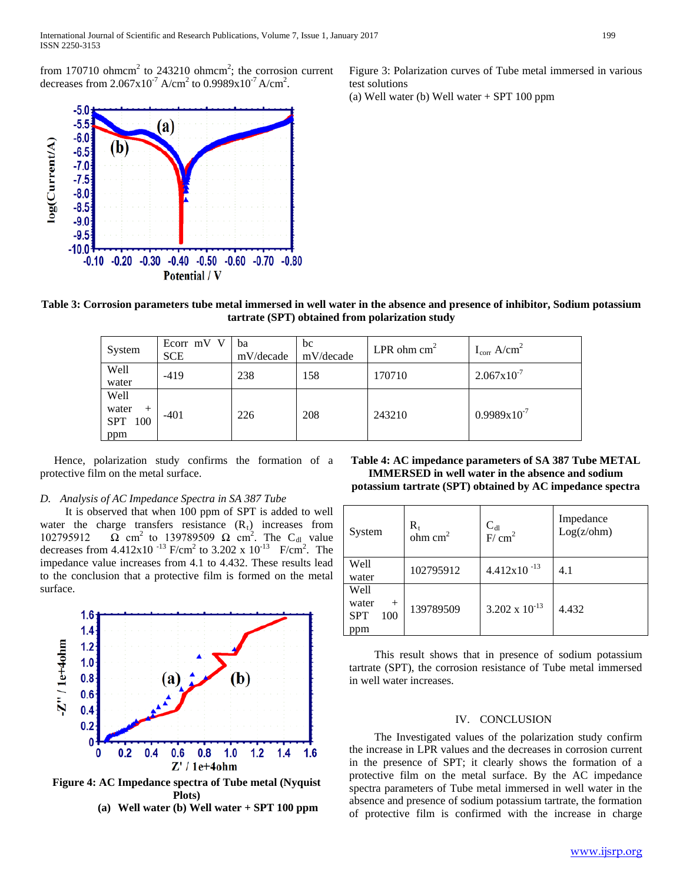from 170710 ohmcm$^2$ to 243210 ohmcm$^2$; the corrosion current decreases from 2.067x10$^{-7}$ A/cm$^2$ to 0.9989x10$^{-7}$ A/cm$^2$.

Figure 3: Polarization curves of Tube metal immersed in various test solutions
(a) Well water (b) Well water + SPT 100 ppm

**Table 3: Corrosion parameters tube metal immersed in well water in the absence and presence of inhibitor, Sodium potassium tartrate (SPT) obtained from polarization study**

| System | Ecorr mV V SCE | ba mV/decade | bc mV/decade | LPR ohm cm$^2$ | $I_{corr}$ A/cm$^2$ |
|---|---|---|---|---|---|
| Well water | -419 | 238 | 158 | 170710 | 2.067x10$^{-7}$ |
| Well water + SPT 100 ppm | -401 | 226 | 208 | 243210 | 0.9989x10$^{-7}$ |

Hence, polarization study confirms the formation of a protective film on the metal surface.

*D. Analysis of AC Impedance Spectra in SA 387 Tube*

It is observed that when 100 ppm of SPT is added to well water the charge transfers resistance ($R_t$) increases from 102795912 Ω cm$^2$ to 139789509 Ω cm$^2$. The $C_{dl}$ value decreases from 4.412x10$^{-13}$ F/cm$^2$ to 3.202 x 10$^{-13}$ F/cm$^2$. The impedance value increases from 4.1 to 4.432. These results lead to the conclusion that a protective film is formed on the metal surface.

**Figure 4: AC Impedance spectra of Tube metal (Nyquist Plots)**
**(a) Well water (b) Well water + SPT 100 ppm**

**Table 4: AC impedance parameters of SA 387 Tube METAL IMMERSED in well water in the absence and sodium potassium tartrate (SPT) obtained by AC impedance spectra**

| System | $R_t$ ohm cm$^2$ | $C_{dl}$ F/ cm$^2$ | Impedance Log(z/ohm) |
|---|---|---|---|
| Well water | 102795912 | 4.412x10$^{-13}$ | 4.1 |
| Well water + SPT 100 ppm | 139789509 | 3.202 x 10$^{-13}$ | 4.432 |

This result shows that in presence of sodium potassium tartrate (SPT), the corrosion resistance of Tube metal immersed in well water increases.

## IV. CONCLUSION

The Investigated values of the polarization study confirm the increase in LPR values and the decreases in corrosion current in the presence of SPT; it clearly shows the formation of a protective film on the metal surface. By the AC impedance spectra parameters of Tube metal immersed in well water in the absence and presence of sodium potassium tartrate, the formation of protective film is confirmed with the increase in charge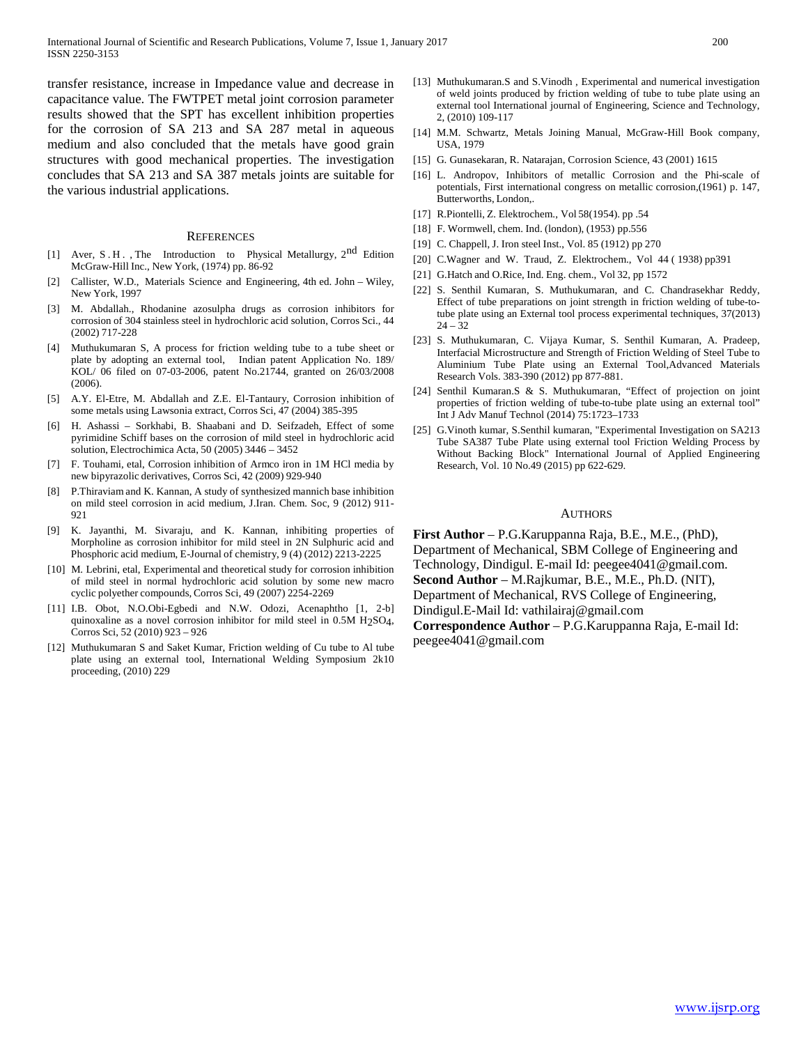transfer resistance, increase in Impedance value and decrease in capacitance value. The FWTPET metal joint corrosion parameter results showed that the SPT has excellent inhibition properties for the corrosion of SA 213 and SA 287 metal in aqueous medium and also concluded that the metals have good grain structures with good mechanical properties. The investigation concludes that SA 213 and SA 387 metals joints are suitable for the various industrial applications.

## REFERENCES

[1] Aver, S . H . , The Introduction to Physical Metallurgy, 2nd Edition McGraw-Hill Inc., New York, (1974) pp. 86-92

[2] Callister, W.D., Materials Science and Engineering, 4th ed. John – Wiley, New York, 1997

[3] M. Abdallah., Rhodanine azosulpha drugs as corrosion inhibitors for corrosion of 304 stainless steel in hydrochloric acid solution, Corros Sci., 44 (2002) 717-228

[4] Muthukumaran S, A process for friction welding tube to a tube sheet or plate by adopting an external tool, Indian patent Application No. 189/ KOL/ 06 filed on 07-03-2006, patent No.21744, granted on 26/03/2008 (2006).

[5] A.Y. El-Etre, M. Abdallah and Z.E. El-Tantaury, Corrosion inhibition of some metals using Lawsonia extract, Corros Sci, 47 (2004) 385-395

[6] H. Ashassi – Sorkhabi, B. Shaabani and D. Seifzadeh, Effect of some pyrimidine Schiff bases on the corrosion of mild steel in hydrochloric acid solution, Electrochimica Acta, 50 (2005) 3446 – 3452

[7] F. Touhami, etal, Corrosion inhibition of Armco iron in 1M HCl media by new bipyrazolic derivatives, Corros Sci, 42 (2009) 929-940

[8] P.Thiraviam and K. Kannan, A study of synthesized mannich base inhibition on mild steel corrosion in acid medium, J.Iran. Chem. Soc, 9 (2012) 911-921

[9] K. Jayanthi, M. Sivaraju, and K. Kannan, inhibiting properties of Morpholine as corrosion inhibitor for mild steel in 2N Sulphuric acid and Phosphoric acid medium, E-Journal of chemistry, 9 (4) (2012) 2213-2225

[10] M. Lebrini, etal, Experimental and theoretical study for corrosion inhibition of mild steel in normal hydrochloric acid solution by some new macro cyclic polyether compounds, Corros Sci, 49 (2007) 2254-2269

[11] I.B. Obot, N.O.Obi-Egbedi and N.W. Odozi, Acenaphtho [1, 2-b] quinoxaline as a novel corrosion inhibitor for mild steel in 0.5M $H_2SO_4$, Corros Sci, 52 (2010) 923 – 926

[12] Muthukumaran S and Saket Kumar, Friction welding of Cu tube to Al tube plate using an external tool, International Welding Symposium 2k10 proceeding, (2010) 229

[13] Muthukumaran.S and S.Vinodh , Experimental and numerical investigation of weld joints produced by friction welding of tube to tube plate using an external tool International journal of Engineering, Science and Technology, 2, (2010) 109-117

[14] M.M. Schwartz, Metals Joining Manual, McGraw-Hill Book company, USA, 1979

[15] G. Gunasekaran, R. Natarajan, Corrosion Science, 43 (2001) 1615

[16] L. Andropov, Inhibitors of metallic Corrosion and the Phi-scale of potentials, First international congress on metallic corrosion,(1961) p. 147, Butterworths, London,.

[17] R.Piontelli, Z. Elektrochem., Vol 58(1954). pp .54

[18] F. Wormwell, chem. Ind. (london), (1953) pp.556

[19] C. Chappell, J. Iron steel Inst., Vol. 85 (1912) pp 270

[20] C.Wagner and W. Traud, Z. Elektrochem., Vol 44 ( 1938) pp391

[21] G.Hatch and O.Rice, Ind. Eng. chem., Vol 32, pp 1572

[22] S. Senthil Kumaran, S. Muthukumaran, and C. Chandrasekhar Reddy, Effect of tube preparations on joint strength in friction welding of tube-to-tube plate using an External tool process experimental techniques, 37(2013) 24 – 32

[23] S. Muthukumaran, C. Vijaya Kumar, S. Senthil Kumaran, A. Pradeep, Interfacial Microstructure and Strength of Friction Welding of Steel Tube to Aluminium Tube Plate using an External Tool,Advanced Materials Research Vols. 383-390 (2012) pp 877-881.

[24] Senthil Kumaran.S & S. Muthukumaran, "Effect of projection on joint properties of friction welding of tube-to-tube plate using an external tool" Int J Adv Manuf Technol (2014) 75:1723–1733

[25] G.Vinoth kumar, S.Senthil kumaran, "Experimental Investigation on SA213 Tube SA387 Tube Plate using external tool Friction Welding Process by Without Backing Block" International Journal of Applied Engineering Research, Vol. 10 No.49 (2015) pp 622-629.

## AUTHORS

**First Author** – P.G.Karuppanna Raja, B.E., M.E., (PhD), Department of Mechanical, SBM College of Engineering and Technology, Dindigul. E-mail Id: peegee4041@gmail.com.
**Second Author** – M.Rajkumar, B.E., M.E., Ph.D. (NIT), Department of Mechanical, RVS College of Engineering, Dindigul.E-Mail Id: vathilairaj@gmail.com
**Correspondence Author** – P.G.Karuppanna Raja, E-mail Id: peegee4041@gmail.com